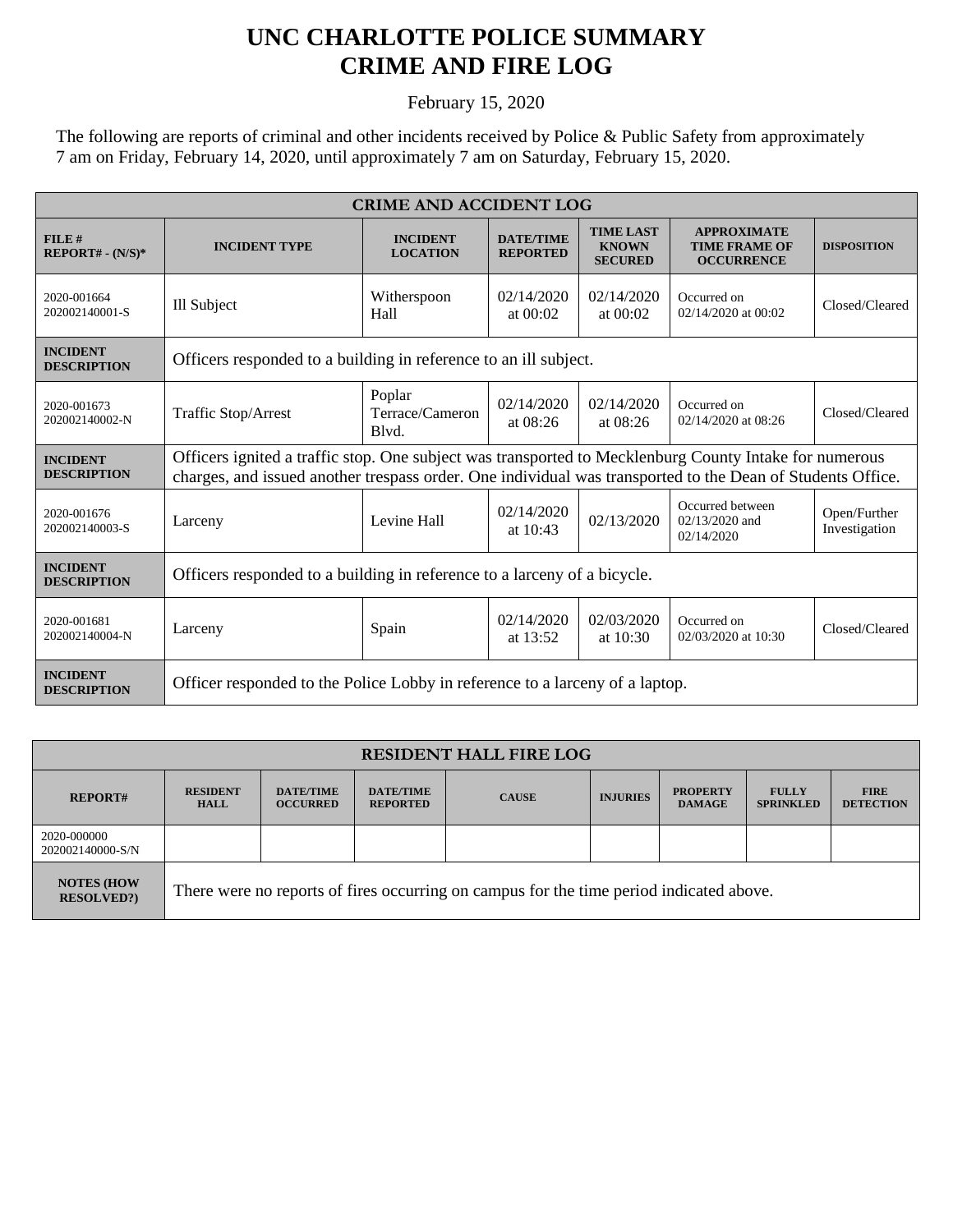# UNC CHARLOTTE POLICE SUMMARY
# CRIME AND FIRE LOG

February 15, 2020

The following are reports of criminal and other incidents received by Police & Public Safety from approximately 7 am on Friday, February 14, 2020, until approximately 7 am on Saturday, February 15, 2020.

| CRIME AND ACCIDENT LOG | | | | | | |
|---|---|---|---|---|---|---|
| **FILE # REPORT# - (N/S)*** | **INCIDENT TYPE** | **INCIDENT LOCATION** | **DATE/TIME REPORTED** | **TIME LAST KNOWN SECURED** | **APPROXIMATE TIME FRAME OF OCCURRENCE** | **DISPOSITION** |
| 2020-001664 202002140001-S | Ill Subject | Witherspoon Hall | 02/14/2020 at 00:02 | 02/14/2020 at 00:02 | Occurred on 02/14/2020 at 00:02 | Closed/Cleared |
| **INCIDENT DESCRIPTION** | Officers responded to a building in reference to an ill subject. | | | | | |
| 2020-001673 202002140002-N | Traffic Stop/Arrest | Poplar Terrace/Cameron Blvd. | 02/14/2020 at 08:26 | 02/14/2020 at 08:26 | Occurred on 02/14/2020 at 08:26 | Closed/Cleared |
| **INCIDENT DESCRIPTION** | Officers ignited a traffic stop. One subject was transported to Mecklenburg County Intake for numerous charges, and issued another trespass order. One individual was transported to the Dean of Students Office. | | | | | |
| 2020-001676 202002140003-S | Larceny | Levine Hall | 02/14/2020 at 10:43 | 02/13/2020 | Occurred between 02/13/2020 and 02/14/2020 | Open/Further Investigation |
| **INCIDENT DESCRIPTION** | Officers responded to a building in reference to a larceny of a bicycle. | | | | | |
| 2020-001681 202002140004-N | Larceny | Spain | 02/14/2020 at 13:52 | 02/03/2020 at 10:30 | Occurred on 02/03/2020 at 10:30 | Closed/Cleared |
| **INCIDENT DESCRIPTION** | Officer responded to the Police Lobby in reference to a larceny of a laptop. | | | | | |

| RESIDENT HALL FIRE LOG | | | | | | | | |
|---|---|---|---|---|---|---|---|---|
| **REPORT#** | **RESIDENT HALL** | **DATE/TIME OCCURRED** | **DATE/TIME REPORTED** | **CAUSE** | **INJURIES** | **PROPERTY DAMAGE** | **FULLY SPRINKLED** | **FIRE DETECTION** |
| 2020-000000 202002140000-S/N | | | | | | | | |
| **NOTES (HOW RESOLVED?)** | There were no reports of fires occurring on campus for the time period indicated above. | | | | | | | |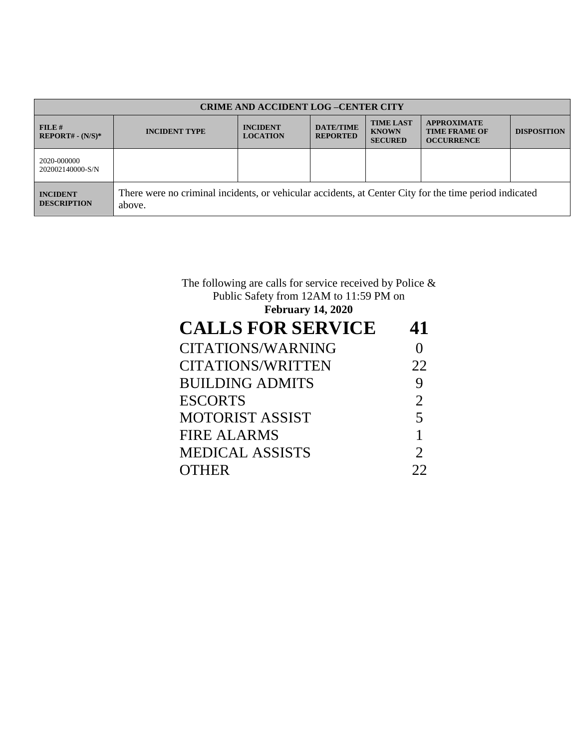| CRIME AND ACCIDENT LOG –CENTER CITY | | | | | | |
|---|---|---|---|---|---|---|
| **FILE # REPORT# - (N/S)*** | **INCIDENT TYPE** | **INCIDENT LOCATION** | **DATE/TIME REPORTED** | **TIME LAST KNOWN SECURED** | **APPROXIMATE TIME FRAME OF OCCURRENCE** | **DISPOSITION** |
| 2020-000000 202002140000-S/N | | | | | | |
| **INCIDENT DESCRIPTION** | There were no criminal incidents, or vehicular accidents, at Center City for the time period indicated above. | | | | | |

The following are calls for service received by Police & Public Safety from 12AM to 11:59 PM on
**February 14, 2020**

| | |
|---|---|
| **CALLS FOR SERVICE** | **41** |
| CITATIONS/WARNING | 0 |
| CITATIONS/WRITTEN | 22 |
| BUILDING ADMITS | 9 |
| ESCORTS | 2 |
| MOTORIST ASSIST | 5 |
| FIRE ALARMS | 1 |
| MEDICAL ASSISTS | 2 |
| OTHER | 22 |